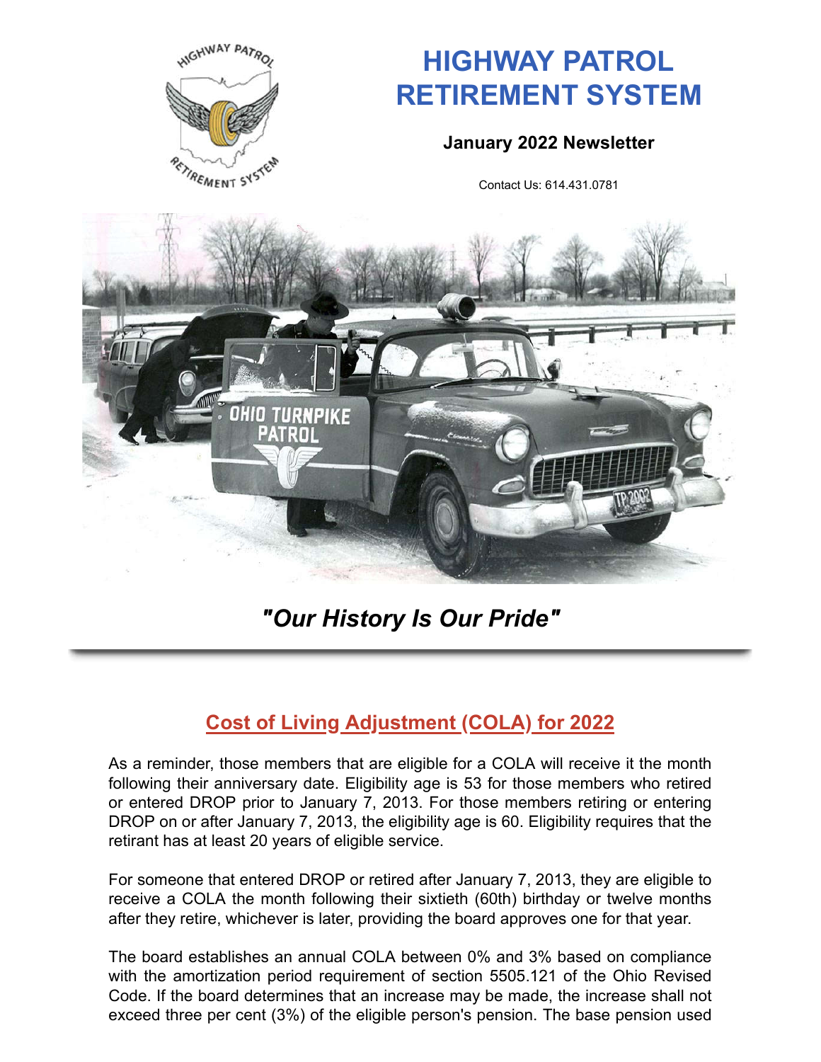# HIGHWAY PATROL RETIREMENT SYSTEM

**January 2022 Newsletter**

Contact Us: 614.431.0781

***"Our History Is Our Pride"***

## Cost of Living Adjustment (COLA) for 2022

As a reminder, those members that are eligible for a COLA will receive it the month following their anniversary date. Eligibility age is 53 for those members who retired or entered DROP prior to January 7, 2013. For those members retiring or entering DROP on or after January 7, 2013, the eligibility age is 60. Eligibility requires that the retirant has at least 20 years of eligible service.

For someone that entered DROP or retired after January 7, 2013, they are eligible to receive a COLA the month following their sixtieth (60th) birthday or twelve months after they retire, whichever is later, providing the board approves one for that year.

The board establishes an annual COLA between 0% and 3% based on compliance with the amortization period requirement of section 5505.121 of the Ohio Revised Code. If the board determines that an increase may be made, the increase shall not exceed three per cent (3%) of the eligible person's pension. The base pension used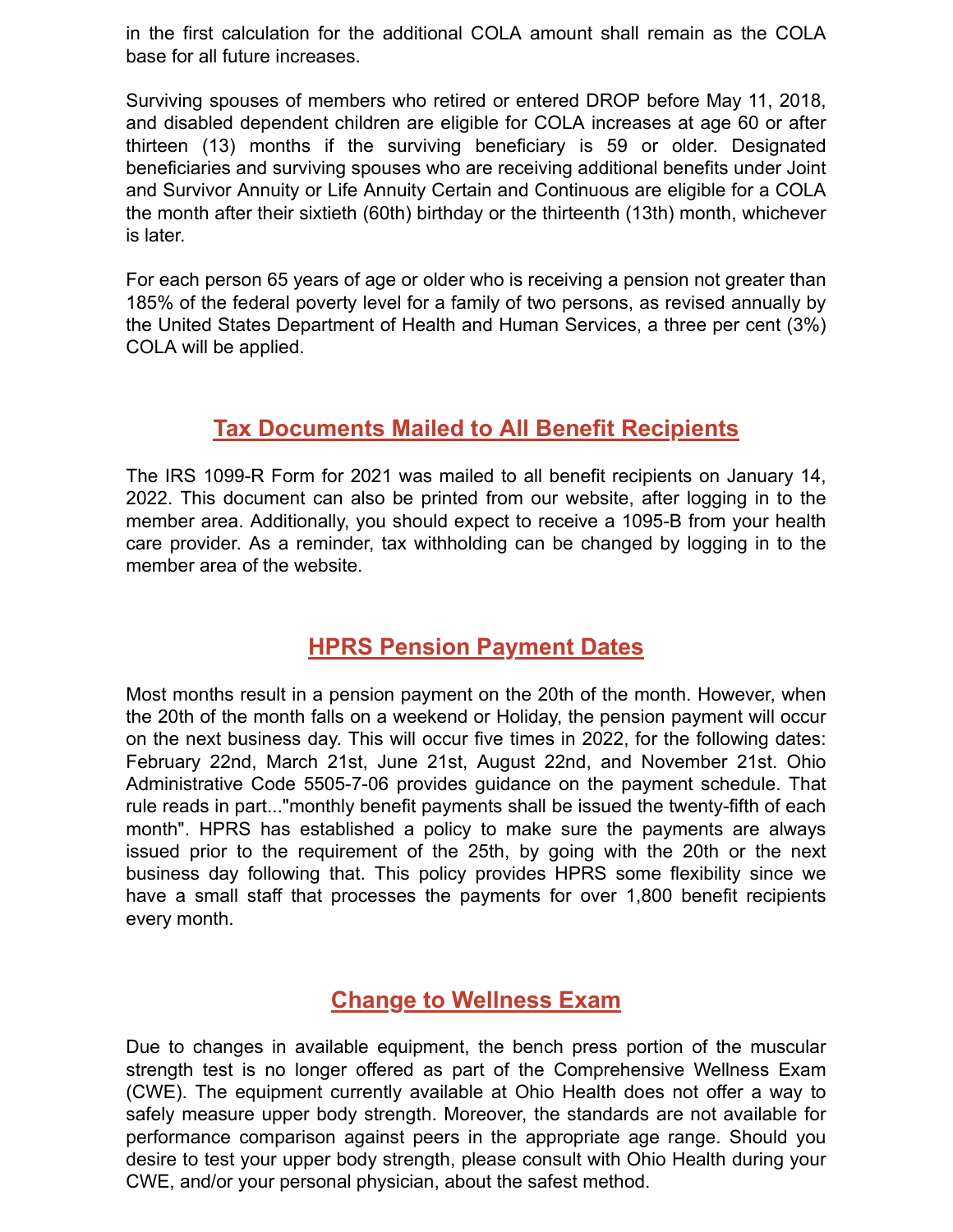in the first calculation for the additional COLA amount shall remain as the COLA base for all future increases.

Surviving spouses of members who retired or entered DROP before May 11, 2018, and disabled dependent children are eligible for COLA increases at age 60 or after thirteen (13) months if the surviving beneficiary is 59 or older. Designated beneficiaries and surviving spouses who are receiving additional benefits under Joint and Survivor Annuity or Life Annuity Certain and Continuous are eligible for a COLA the month after their sixtieth (60th) birthday or the thirteenth (13th) month, whichever is later.

For each person 65 years of age or older who is receiving a pension not greater than 185% of the federal poverty level for a family of two persons, as revised annually by the United States Department of Health and Human Services, a three per cent (3%) COLA will be applied.

## Tax Documents Mailed to All Benefit Recipients

The IRS 1099-R Form for 2021 was mailed to all benefit recipients on January 14, 2022. This document can also be printed from our website, after logging in to the member area. Additionally, you should expect to receive a 1095-B from your health care provider. As a reminder, tax withholding can be changed by logging in to the member area of the website.

## HPRS Pension Payment Dates

Most months result in a pension payment on the 20th of the month. However, when the 20th of the month falls on a weekend or Holiday, the pension payment will occur on the next business day. This will occur five times in 2022, for the following dates: February 22nd, March 21st, June 21st, August 22nd, and November 21st. Ohio Administrative Code 5505-7-06 provides guidance on the payment schedule. That rule reads in part..."monthly benefit payments shall be issued the twenty-fifth of each month". HPRS has established a policy to make sure the payments are always issued prior to the requirement of the 25th, by going with the 20th or the next business day following that. This policy provides HPRS some flexibility since we have a small staff that processes the payments for over 1,800 benefit recipients every month.

## Change to Wellness Exam

Due to changes in available equipment, the bench press portion of the muscular strength test is no longer offered as part of the Comprehensive Wellness Exam (CWE). The equipment currently available at Ohio Health does not offer a way to safely measure upper body strength. Moreover, the standards are not available for performance comparison against peers in the appropriate age range. Should you desire to test your upper body strength, please consult with Ohio Health during your CWE, and/or your personal physician, about the safest method.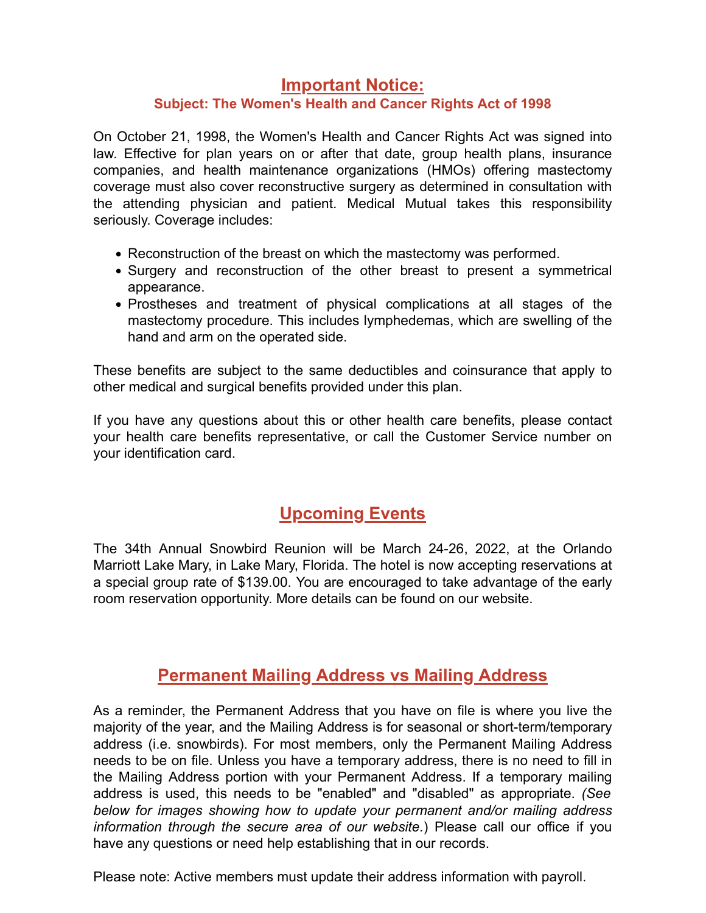## Important Notice:

### Subject: The Women's Health and Cancer Rights Act of 1998

On October 21, 1998, the Women's Health and Cancer Rights Act was signed into law. Effective for plan years on or after that date, group health plans, insurance companies, and health maintenance organizations (HMOs) offering mastectomy coverage must also cover reconstructive surgery as determined in consultation with the attending physician and patient. Medical Mutual takes this responsibility seriously. Coverage includes:

- Reconstruction of the breast on which the mastectomy was performed.
- Surgery and reconstruction of the other breast to present a symmetrical appearance.
- Prostheses and treatment of physical complications at all stages of the mastectomy procedure. This includes lymphedemas, which are swelling of the hand and arm on the operated side.

These benefits are subject to the same deductibles and coinsurance that apply to other medical and surgical benefits provided under this plan.

If you have any questions about this or other health care benefits, please contact your health care benefits representative, or call the Customer Service number on your identification card.

## Upcoming Events

The 34th Annual Snowbird Reunion will be March 24-26, 2022, at the Orlando Marriott Lake Mary, in Lake Mary, Florida. The hotel is now accepting reservations at a special group rate of $139.00. You are encouraged to take advantage of the early room reservation opportunity. More details can be found on our website.

## Permanent Mailing Address vs Mailing Address

As a reminder, the Permanent Address that you have on file is where you live the majority of the year, and the Mailing Address is for seasonal or short-term/temporary address (i.e. snowbirds). For most members, only the Permanent Mailing Address needs to be on file. Unless you have a temporary address, there is no need to fill in the Mailing Address portion with your Permanent Address. If a temporary mailing address is used, this needs to be "enabled" and "disabled" as appropriate. *(See below for images showing how to update your permanent and/or mailing address information through the secure area of our website.*) Please call our office if you have any questions or need help establishing that in our records.

Please note: Active members must update their address information with payroll.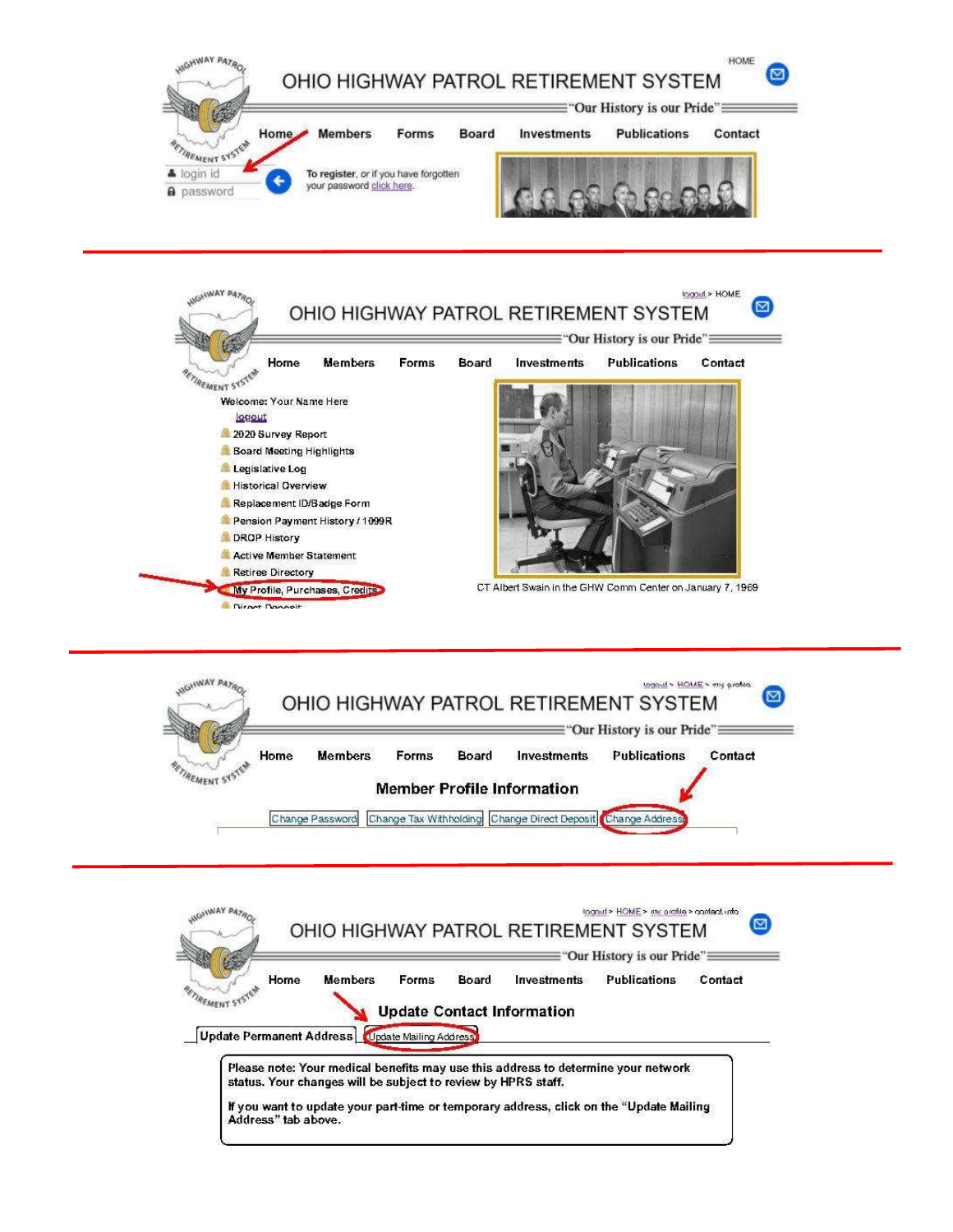HOME

# OHIO HIGHWAY PATROL RETIREMENT SYSTEM

"Our History is our Pride"

Home Members Forms Board Investments Publications Contact

login id

password

To register, or if you have forgotten your password click here.

---

logout > HOME

# OHIO HIGHWAY PATROL RETIREMENT SYSTEM

"Our History is our Pride"

Home Members Forms Board Investments Publications Contact

Welcome: Your Name Here

logout

- 2020 Survey Report
- Board Meeting Highlights
- Legislative Log
- Historical Overview
- Replacement ID/Badge Form
- Pension Payment History / 1099R
- DROP History
- Active Member Statement
- Retiree Directory
- My Profile, Purchases, Credits
- Direct Deposit

CT Albert Swain in the GHW Comm Center on January 7, 1969

---

logout > HOME > my profile

# OHIO HIGHWAY PATROL RETIREMENT SYSTEM

"Our History is our Pride"

Home Members Forms Board Investments Publications Contact

## Member Profile Information

Change Password | Change Tax Withholding | Change Direct Deposit | Change Address

---

logout > HOME > my profile > contact info

# OHIO HIGHWAY PATROL RETIREMENT SYSTEM

"Our History is our Pride"

Home Members Forms Board Investments Publications Contact

## Update Contact Information

Update Permanent Address | Update Mailing Address

**Please note: Your medical benefits may use this address to determine your network status. Your changes will be subject to review by HPRS staff.**

**If you want to update your part-time or temporary address, click on the "Update Mailing Address" tab above.**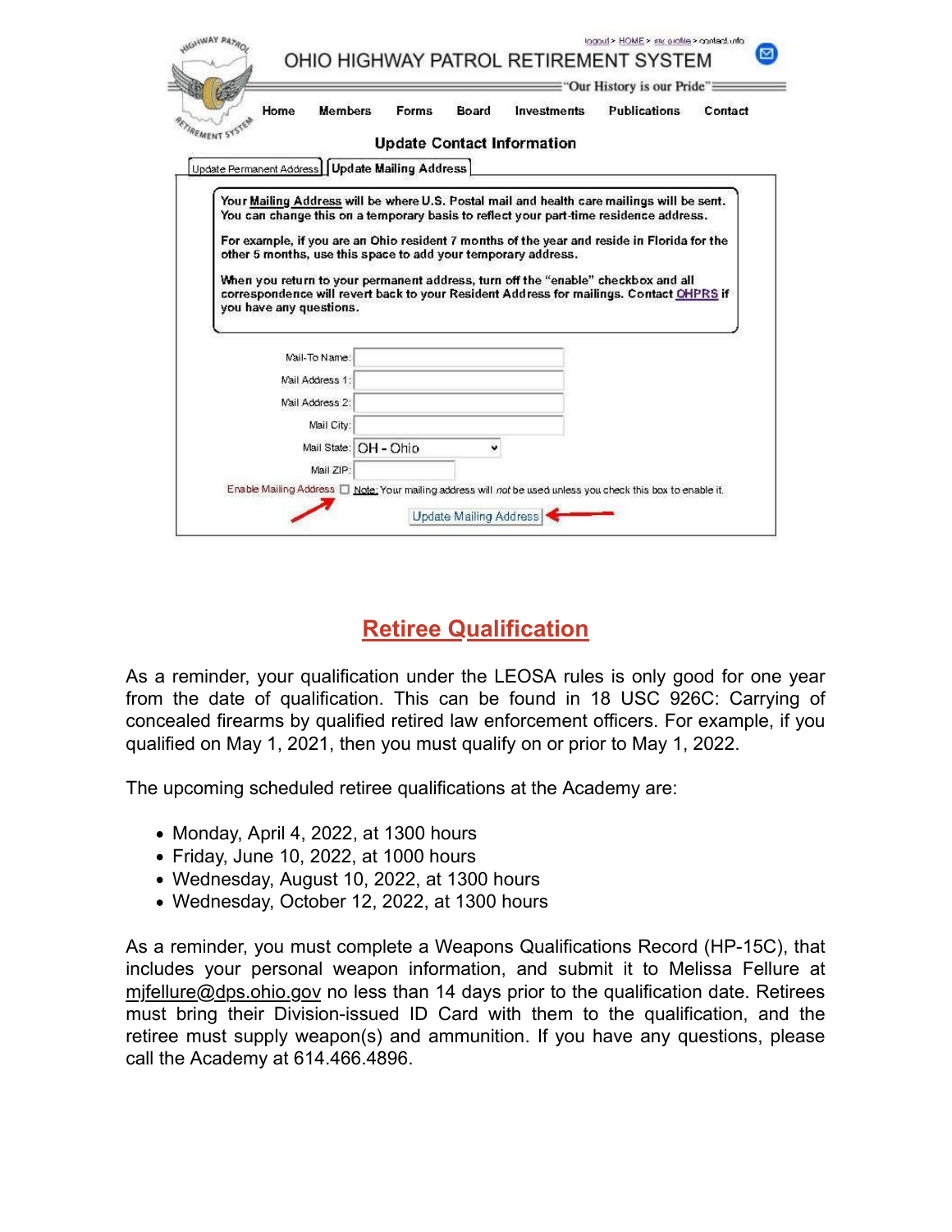OHIO HIGHWAY PATROL RETIREMENT SYSTEM

"Our History is our Pride"

Home Members Forms Board Investments Publications Contact

### Update Contact Information

Update Permanent Address | Update Mailing Address

Your Mailing Address will be where U.S. Postal mail and health care mailings will be sent. You can change this on a temporary basis to reflect your part-time residence address.

For example, if you are an Ohio resident 7 months of the year and reside in Florida for the other 5 months, use this space to add your temporary address.

When you return to your permanent address, turn off the "enable" checkbox and all correspondence will revert back to your Resident Address for mailings. Contact OHPRS if you have any questions.

Mail-To Name:
Mail Address 1:
Mail Address 2:
Mail City:
Mail State: OH - Ohio
Mail ZIP:
Enable Mailing Address ☐ Note: Your mailing address will *not* be used unless you check this box to enable it.

Update Mailing Address

## Retiree Qualification

As a reminder, your qualification under the LEOSA rules is only good for one year from the date of qualification. This can be found in 18 USC 926C: Carrying of concealed firearms by qualified retired law enforcement officers. For example, if you qualified on May 1, 2021, then you must qualify on or prior to May 1, 2022.

The upcoming scheduled retiree qualifications at the Academy are:

- Monday, April 4, 2022, at 1300 hours
- Friday, June 10, 2022, at 1000 hours
- Wednesday, August 10, 2022, at 1300 hours
- Wednesday, October 12, 2022, at 1300 hours

As a reminder, you must complete a Weapons Qualifications Record (HP-15C), that includes your personal weapon information, and submit it to Melissa Fellure at mjfellure@dps.ohio.gov no less than 14 days prior to the qualification date. Retirees must bring their Division-issued ID Card with them to the qualification, and the retiree must supply weapon(s) and ammunition. If you have any questions, please call the Academy at 614.466.4896.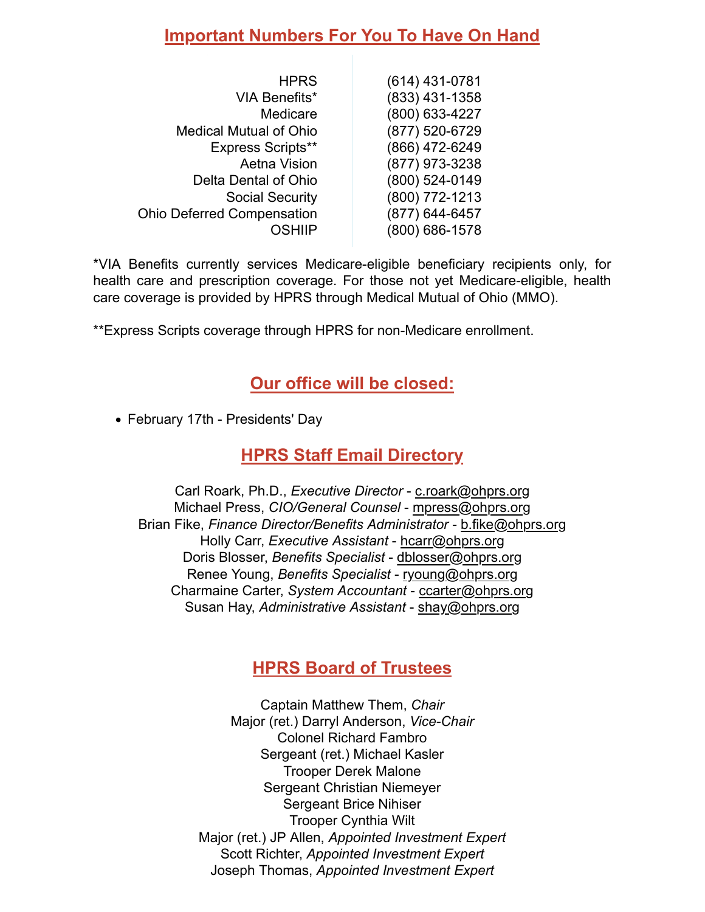## Important Numbers For You To Have On Hand

| | |
|---|---|
| HPRS | (614) 431-0781 |
| VIA Benefits* | (833) 431-1358 |
| Medicare | (800) 633-4227 |
| Medical Mutual of Ohio | (877) 520-6729 |
| Express Scripts** | (866) 472-6249 |
| Aetna Vision | (877) 973-3238 |
| Delta Dental of Ohio | (800) 524-0149 |
| Social Security | (800) 772-1213 |
| Ohio Deferred Compensation | (877) 644-6457 |
| OSHIIP | (800) 686-1578 |

*VIA Benefits currently services Medicare-eligible beneficiary recipients only, for health care and prescription coverage. For those not yet Medicare-eligible, health care coverage is provided by HPRS through Medical Mutual of Ohio (MMO).

**Express Scripts coverage through HPRS for non-Medicare enrollment.

## Our office will be closed:

- February 17th - Presidents' Day

## HPRS Staff Email Directory

Carl Roark, Ph.D., *Executive Director* - c.roark@ohprs.org
Michael Press, *CIO/General Counsel* - mpress@ohprs.org
Brian Fike, *Finance Director/Benefits Administrator* - b.fike@ohprs.org
Holly Carr, *Executive Assistant* - hcarr@ohprs.org
Doris Blosser, *Benefits Specialist* - dblosser@ohprs.org
Renee Young, *Benefits Specialist* - ryoung@ohprs.org
Charmaine Carter, *System Accountant* - ccarter@ohprs.org
Susan Hay, *Administrative Assistant* - shay@ohprs.org

## HPRS Board of Trustees

Captain Matthew Them, *Chair*
Major (ret.) Darryl Anderson, *Vice-Chair*
Colonel Richard Fambro
Sergeant (ret.) Michael Kasler
Trooper Derek Malone
Sergeant Christian Niemeyer
Sergeant Brice Nihiser
Trooper Cynthia Wilt
Major (ret.) JP Allen, *Appointed Investment Expert*
Scott Richter, *Appointed Investment Expert*
Joseph Thomas, *Appointed Investment Expert*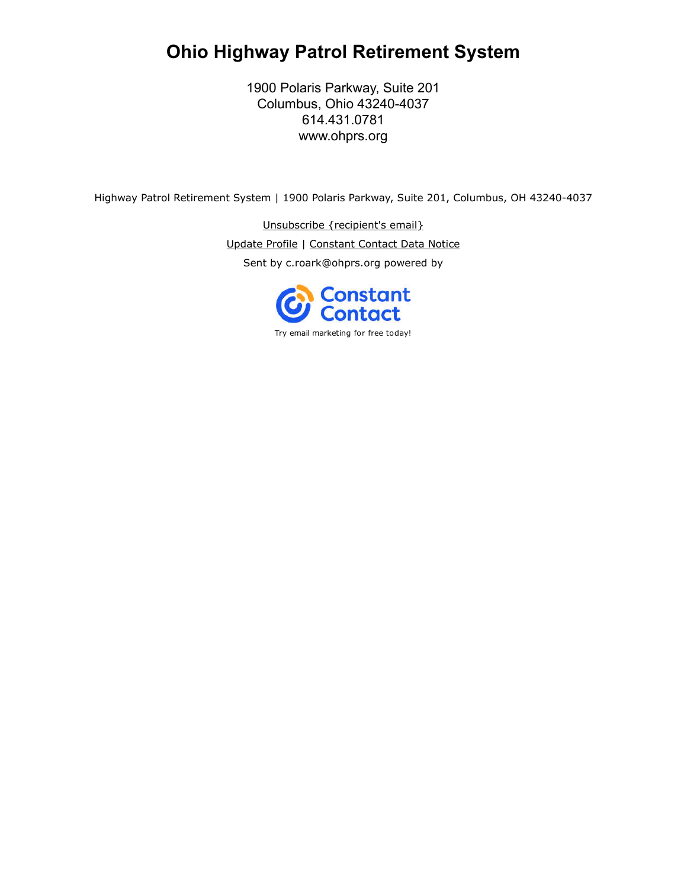# Ohio Highway Patrol Retirement System

1900 Polaris Parkway, Suite 201
Columbus, Ohio 43240-4037
614.431.0781
www.ohprs.org

Highway Patrol Retirement System | 1900 Polaris Parkway, Suite 201, Columbus, OH 43240-4037

Unsubscribe {recipient's email}

Update Profile | Constant Contact Data Notice

Sent by c.roark@ohprs.org powered by

Constant Contact

Try email marketing for free today!